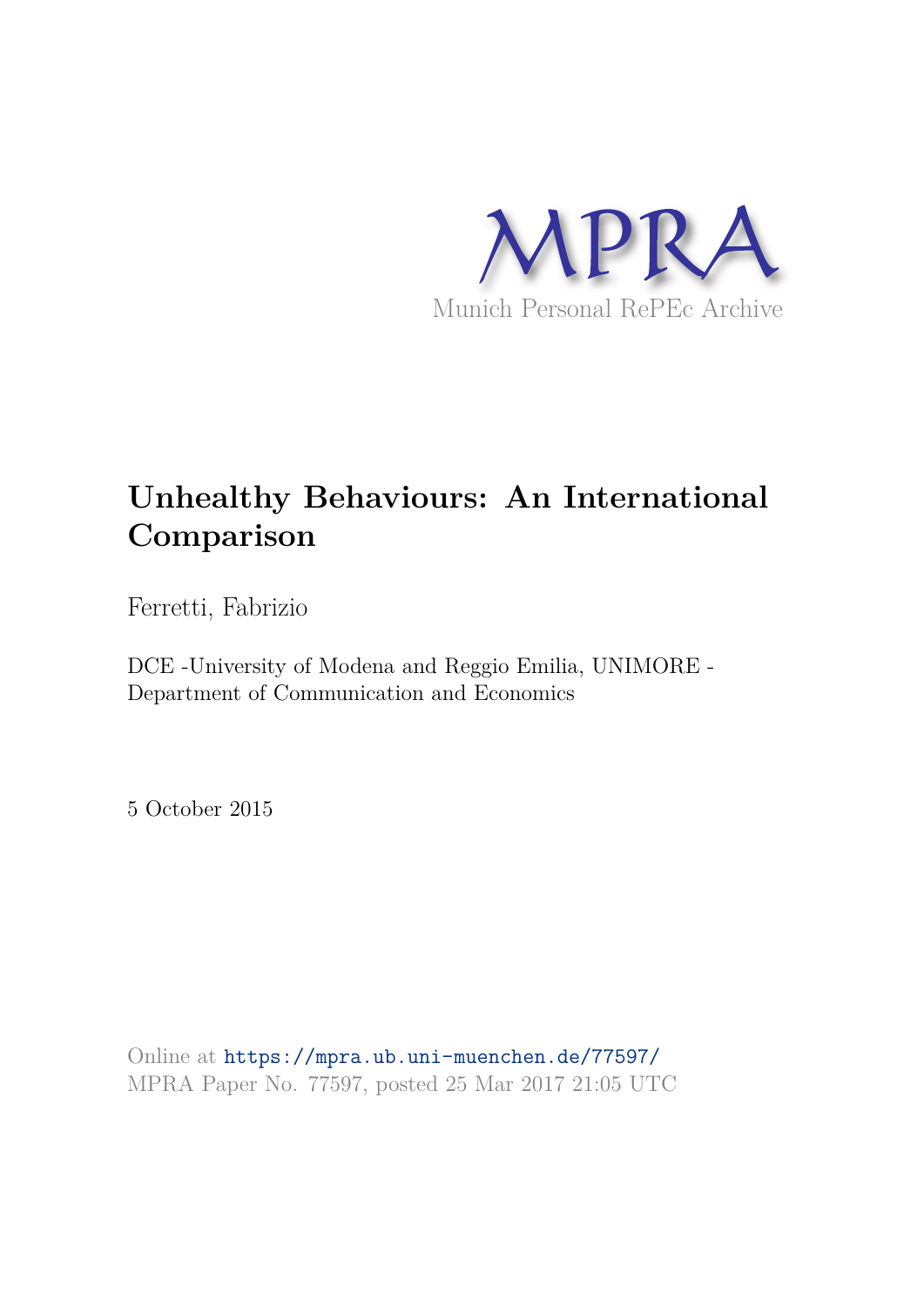MPRA

Munich Personal RePEc Archive

# Unhealthy Behaviours: An International Comparison

Ferretti, Fabrizio

DCE -University of Modena and Reggio Emilia, UNIMORE - Department of Communication and Economics

5 October 2015

Online at https://mpra.ub.uni-muenchen.de/77597/
MPRA Paper No. 77597, posted 25 Mar 2017 21:05 UTC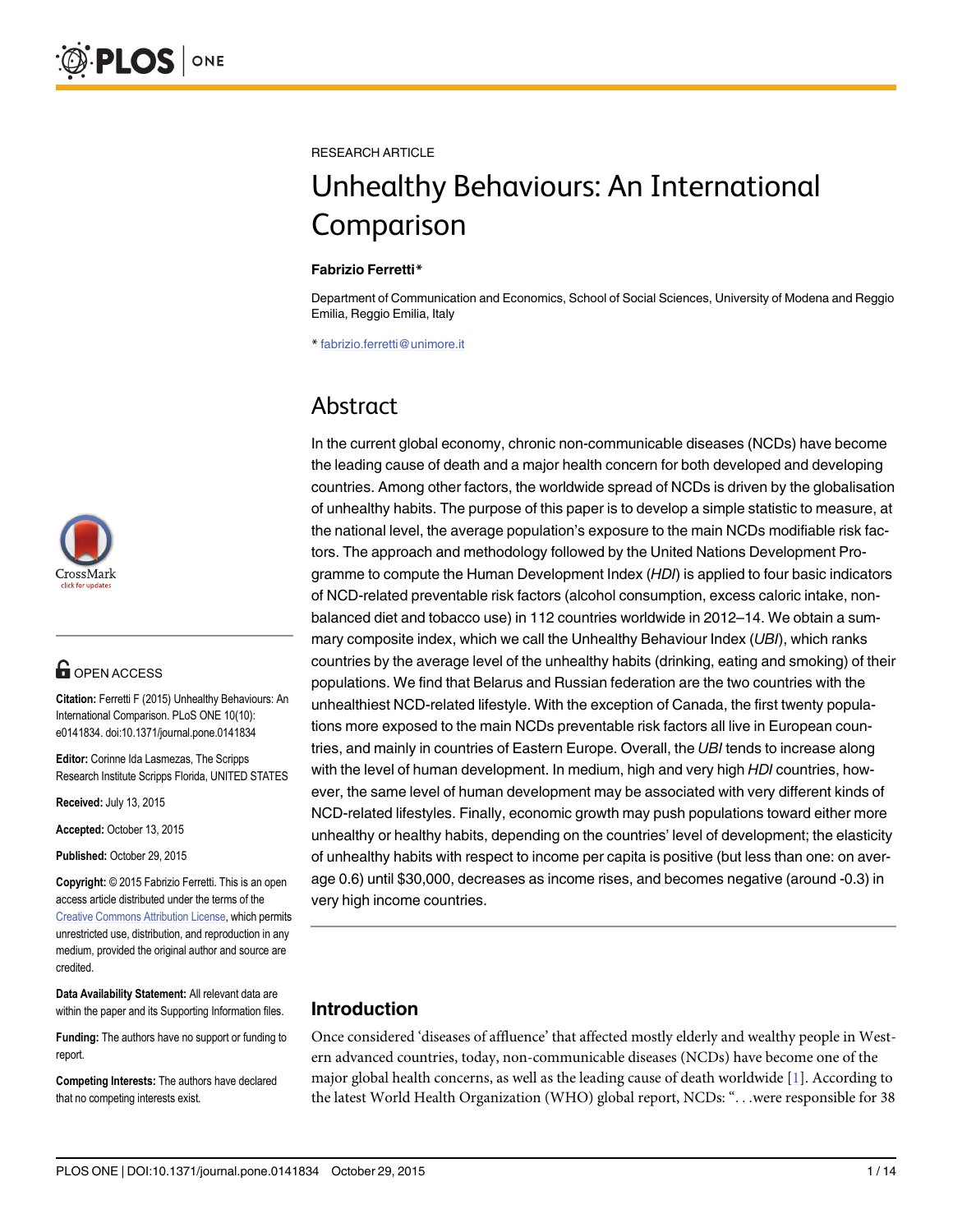RESEARCH ARTICLE

# Unhealthy Behaviours: An International Comparison

**Fabrizio Ferretti***

Department of Communication and Economics, School of Social Sciences, University of Modena and Reggio Emilia, Reggio Emilia, Italy

* fabrizio.ferretti@unimore.it

OPEN ACCESS

**Citation:** Ferretti F (2015) Unhealthy Behaviours: An International Comparison. PLoS ONE 10(10): e0141834. doi:10.1371/journal.pone.0141834

**Editor:** Corinne Ida Lasmezas, The Scripps Research Institute Scripps Florida, UNITED STATES

**Received:** July 13, 2015

**Accepted:** October 13, 2015

**Published:** October 29, 2015

**Copyright:** © 2015 Fabrizio Ferretti. This is an open access article distributed under the terms of the Creative Commons Attribution License, which permits unrestricted use, distribution, and reproduction in any medium, provided the original author and source are credited.

**Data Availability Statement:** All relevant data are within the paper and its Supporting Information files.

**Funding:** The authors have no support or funding to report.

**Competing Interests:** The authors have declared that no competing interests exist.

## Abstract

In the current global economy, chronic non-communicable diseases (NCDs) have become the leading cause of death and a major health concern for both developed and developing countries. Among other factors, the worldwide spread of NCDs is driven by the globalisation of unhealthy habits. The purpose of this paper is to develop a simple statistic to measure, at the national level, the average population's exposure to the main NCDs modifiable risk factors. The approach and methodology followed by the United Nations Development Programme to compute the Human Development Index (*HDI*) is applied to four basic indicators of NCD-related preventable risk factors (alcohol consumption, excess caloric intake, non-balanced diet and tobacco use) in 112 countries worldwide in 2012–14. We obtain a summary composite index, which we call the Unhealthy Behaviour Index (*UBI*), which ranks countries by the average level of the unhealthy habits (drinking, eating and smoking) of their populations. We find that Belarus and Russian federation are the two countries with the unhealthiest NCD-related lifestyle. With the exception of Canada, the first twenty populations more exposed to the main NCDs preventable risk factors all live in European countries, and mainly in countries of Eastern Europe. Overall, the *UBI* tends to increase along with the level of human development. In medium, high and very high *HDI* countries, however, the same level of human development may be associated with very different kinds of NCD-related lifestyles. Finally, economic growth may push populations toward either more unhealthy or healthy habits, depending on the countries' level of development; the elasticity of unhealthy habits with respect to income per capita is positive (but less than one: on average 0.6) until $30,000, decreases as income rises, and becomes negative (around -0.3) in very high income countries.

## Introduction

Once considered 'diseases of affluence' that affected mostly elderly and wealthy people in Western advanced countries, today, non-communicable diseases (NCDs) have become one of the major global health concerns, as well as the leading cause of death worldwide [1]. According to the latest World Health Organization (WHO) global report, NCDs: "...were responsible for 38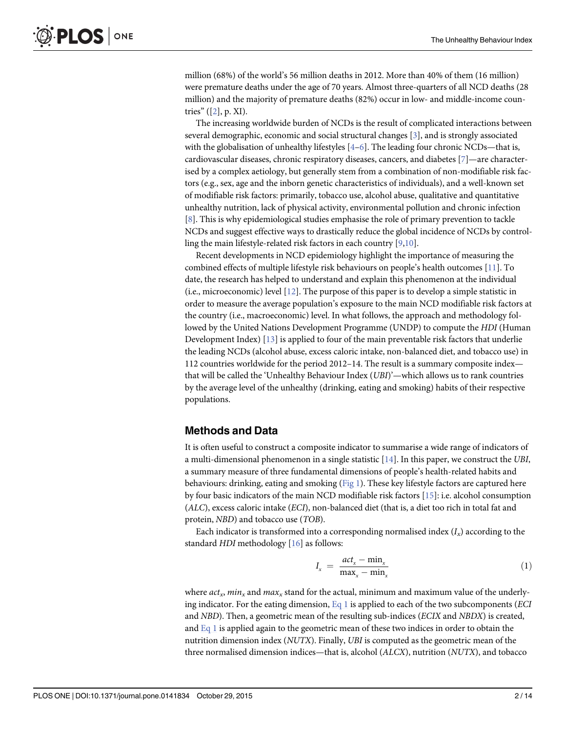million (68%) of the world's 56 million deaths in 2012. More than 40% of them (16 million) were premature deaths under the age of 70 years. Almost three-quarters of all NCD deaths (28 million) and the majority of premature deaths (82%) occur in low- and middle-income countries" ([2], p. XI).

The increasing worldwide burden of NCDs is the result of complicated interactions between several demographic, economic and social structural changes [3], and is strongly associated with the globalisation of unhealthy lifestyles [4–6]. The leading four chronic NCDs—that is, cardiovascular diseases, chronic respiratory diseases, cancers, and diabetes [7]—are characterised by a complex aetiology, but generally stem from a combination of non-modifiable risk factors (e.g., sex, age and the inborn genetic characteristics of individuals), and a well-known set of modifiable risk factors: primarily, tobacco use, alcohol abuse, qualitative and quantitative unhealthy nutrition, lack of physical activity, environmental pollution and chronic infection [8]. This is why epidemiological studies emphasise the role of primary prevention to tackle NCDs and suggest effective ways to drastically reduce the global incidence of NCDs by controlling the main lifestyle-related risk factors in each country [9,10].

Recent developments in NCD epidemiology highlight the importance of measuring the combined effects of multiple lifestyle risk behaviours on people's health outcomes [11]. To date, the research has helped to understand and explain this phenomenon at the individual (i.e., microeconomic) level [12]. The purpose of this paper is to develop a simple statistic in order to measure the average population's exposure to the main NCD modifiable risk factors at the country (i.e., macroeconomic) level. In what follows, the approach and methodology followed by the United Nations Development Programme (UNDP) to compute the *HDI* (Human Development Index) [13] is applied to four of the main preventable risk factors that underlie the leading NCDs (alcohol abuse, excess caloric intake, non-balanced diet, and tobacco use) in 112 countries worldwide for the period 2012–14. The result is a summary composite index—that will be called the 'Unhealthy Behaviour Index (*UBI*)'—which allows us to rank countries by the average level of the unhealthy (drinking, eating and smoking) habits of their respective populations.

## Methods and Data

It is often useful to construct a composite indicator to summarise a wide range of indicators of a multi-dimensional phenomenon in a single statistic [14]. In this paper, we construct the *UBI*, a summary measure of three fundamental dimensions of people's health-related habits and behaviours: drinking, eating and smoking (Fig 1). These key lifestyle factors are captured here by four basic indicators of the main NCD modifiable risk factors [15]: i.e. alcohol consumption (*ALC*), excess caloric intake (*ECI*), non-balanced diet (that is, a diet too rich in total fat and protein, *NBD*) and tobacco use (*TOB*).

Each indicator is transformed into a corresponding normalised index ($I_x$) according to the standard *HDI* methodology [16] as follows:

$$I_x = \frac{act_x - \min_x}{\max_x - \min_x} \tag{1}$$

where $act_x$, $min_x$ and $max_x$ stand for the actual, minimum and maximum value of the underlying indicator. For the eating dimension, Eq 1 is applied to each of the two subcomponents (*ECI* and *NBD*). Then, a geometric mean of the resulting sub-indices (*ECIX* and *NBDX*) is created, and Eq 1 is applied again to the geometric mean of these two indices in order to obtain the nutrition dimension index (*NUTX*). Finally, *UBI* is computed as the geometric mean of the three normalised dimension indices—that is, alcohol (*ALCX*), nutrition (*NUTX*), and tobacco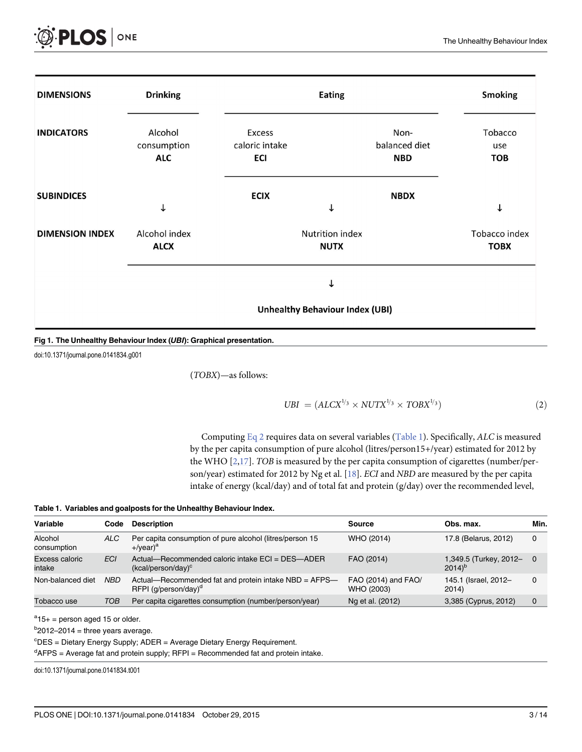| DIMENSIONS | Drinking | Eating | | Smoking |
|---|---|---|---|---|
| INDICATORS | Alcohol consumption **ALC** | Excess caloric intake **ECI** | Non-balanced diet **NBD** | Tobacco use **TOB** |
| SUBINDICES | ↓ | **ECIX** | **NBDX** | ↓ |
| | | ↓ | | |
| DIMENSION INDEX | Alcohol index **ALCX** | Nutrition index **NUTX** | | Tobacco index **TOBX** |
| | | ↓ | | |
| | | **Unhealthy Behaviour Index (UBI)** | | |

**Fig 1. The Unhealthy Behaviour Index (*UBI*): Graphical presentation.**

doi:10.1371/journal.pone.0141834.g001

(*TOBX*)—as follows:

$$UBI = (ALCX^{1/3} \times NUTX^{1/3} \times TOBX^{1/3}) \quad (2)$$

Computing Eq 2 requires data on several variables (Table 1). Specifically, *ALC* is measured by the per capita consumption of pure alcohol (litres/person15+/year) estimated for 2012 by the WHO [2,17]. *TOB* is measured by the per capita consumption of cigarettes (number/person/year) estimated for 2012 by Ng et al. [18]. *ECI* and *NBD* are measured by the per capita intake of energy (kcal/day) and of total fat and protein (g/day) over the recommended level,

**Table 1. Variables and goalposts for the Unhealthy Behaviour Index.**

| Variable | Code | Description | Source | Obs. max. | Min. |
|---|---|---|---|---|---|
| Alcohol consumption | *ALC* | Per capita consumption of pure alcohol (litres/person 15 +/year)[a] | WHO (2014) | 17.8 (Belarus, 2012) | 0 |
| Excess caloric intake | *ECI* | Actual—Recommended caloric intake ECI = DES—ADER (kcal/person/day)[c] | FAO (2014) | 1,349.5 (Turkey, 2012–2014)[b] | 0 |
| Non-balanced diet | *NBD* | Actual—Recommended fat and protein intake NBD = AFPS—RFPI (g/person/day)[d] | FAO (2014) and FAO/WHO (2003) | 145.1 (Israel, 2012–2014) | 0 |
| Tobacco use | *TOB* | Per capita cigarettes consumption (number/person/year) | Ng et al. (2012) | 3,385 (Cyprus, 2012) | 0 |

[a]15+ = person aged 15 or older.

[b]2012–2014 = three years average.

[c]DES = Dietary Energy Supply; ADER = Average Dietary Energy Requirement.

[d]AFPS = Average fat and protein supply; RFPI = Recommended fat and protein intake.

doi:10.1371/journal.pone.0141834.t001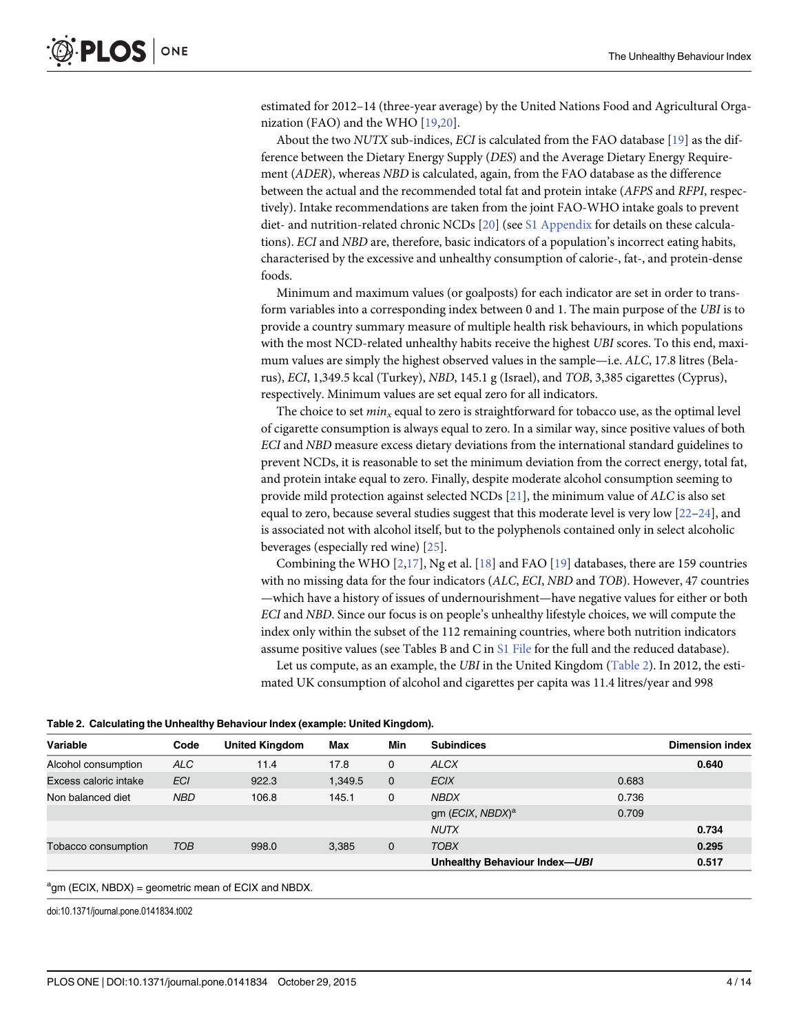estimated for 2012–14 (three-year average) by the United Nations Food and Agricultural Organization (FAO) and the WHO [19,20].

About the two *NUTX* sub-indices, *ECI* is calculated from the FAO database [19] as the difference between the Dietary Energy Supply (*DES*) and the Average Dietary Energy Requirement (*ADER*), whereas *NBD* is calculated, again, from the FAO database as the difference between the actual and the recommended total fat and protein intake (*AFPS* and *RFPI*, respectively). Intake recommendations are taken from the joint FAO-WHO intake goals to prevent diet- and nutrition-related chronic NCDs [20] (see S1 Appendix for details on these calculations). *ECI* and *NBD* are, therefore, basic indicators of a population's incorrect eating habits, characterised by the excessive and unhealthy consumption of calorie-, fat-, and protein-dense foods.

Minimum and maximum values (or goalposts) for each indicator are set in order to transform variables into a corresponding index between 0 and 1. The main purpose of the *UBI* is to provide a country summary measure of multiple health risk behaviours, in which populations with the most NCD-related unhealthy habits receive the highest *UBI* scores. To this end, maximum values are simply the highest observed values in the sample—i.e. *ALC*, 17.8 litres (Belarus), *ECI*, 1,349.5 kcal (Turkey), *NBD*, 145.1 g (Israel), and *TOB*, 3,385 cigarettes (Cyprus), respectively. Minimum values are set equal zero for all indicators.

The choice to set $min_x$ equal to zero is straightforward for tobacco use, as the optimal level of cigarette consumption is always equal to zero. In a similar way, since positive values of both *ECI* and *NBD* measure excess dietary deviations from the international standard guidelines to prevent NCDs, it is reasonable to set the minimum deviation from the correct energy, total fat, and protein intake equal to zero. Finally, despite moderate alcohol consumption seeming to provide mild protection against selected NCDs [21], the minimum value of *ALC* is also set equal to zero, because several studies suggest that this moderate level is very low [22–24], and is associated not with alcohol itself, but to the polyphenols contained only in select alcoholic beverages (especially red wine) [25].

Combining the WHO [2,17], Ng et al. [18] and FAO [19] databases, there are 159 countries with no missing data for the four indicators (*ALC*, *ECI*, *NBD* and *TOB*). However, 47 countries —which have a history of issues of undernourishment—have negative values for either or both *ECI* and *NBD*. Since our focus is on people's unhealthy lifestyle choices, we will compute the index only within the subset of the 112 remaining countries, where both nutrition indicators assume positive values (see Tables B and C in S1 File for the full and the reduced database).

Let us compute, as an example, the *UBI* in the United Kingdom (Table 2). In 2012, the estimated UK consumption of alcohol and cigarettes per capita was 11.4 litres/year and 998

**Table 2. Calculating the Unhealthy Behaviour Index (example: United Kingdom).**

| Variable | Code | United Kingdom | Max | Min | Subindices | | Dimension index |
|---|---|---|---|---|---|---|---|
| Alcohol consumption | *ALC* | 11.4 | 17.8 | 0 | *ALCX* | | **0.640** |
| Excess caloric intake | *ECI* | 922.3 | 1,349.5 | 0 | *ECIX* | 0.683 | |
| Non balanced diet | *NBD* | 106.8 | 145.1 | 0 | *NBDX* | 0.736 | |
| | | | | | gm (*ECIX*, *NBDX*)[a] | 0.709 | |
| | | | | | *NUTX* | | **0.734** |
| Tobacco consumption | *TOB* | 998.0 | 3,385 | 0 | *TOBX* | | **0.295** |
| | | | | | **Unhealthy Behaviour Index—*UBI*** | | **0.517** |

[a]gm (ECIX, NBDX) = geometric mean of ECIX and NBDX.

doi:10.1371/journal.pone.0141834.t002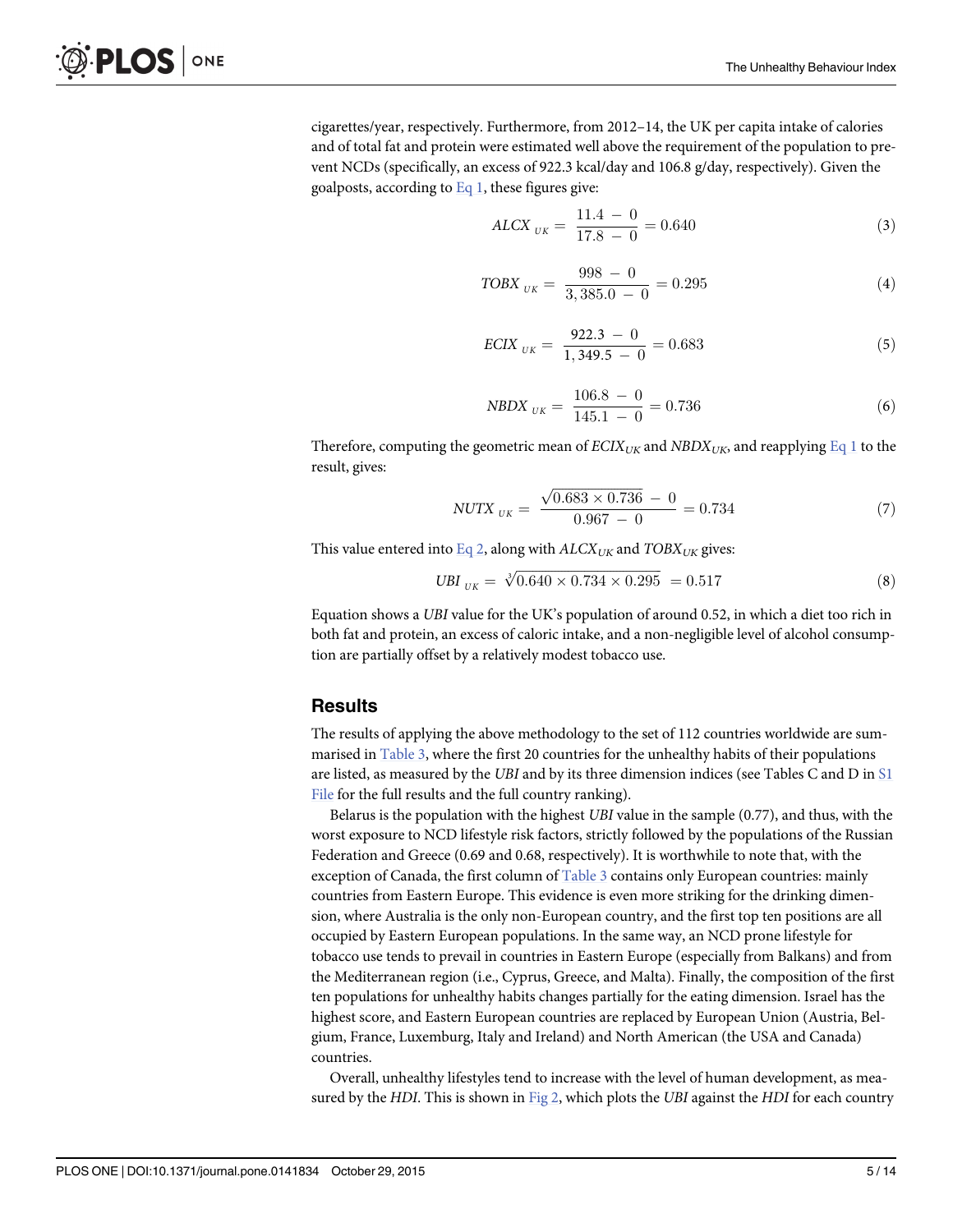cigarettes/year, respectively. Furthermore, from 2012–14, the UK per capita intake of calories and of total fat and protein were estimated well above the requirement of the population to prevent NCDs (specifically, an excess of 922.3 kcal/day and 106.8 g/day, respectively). Given the goalposts, according to Eq 1, these figures give:

$$ALCX_{UK} = \frac{11.4 - 0}{17.8 - 0} = 0.640 \tag{3}$$

$$TOBX_{UK} = \frac{998 - 0}{3,385.0 - 0} = 0.295 \tag{4}$$

$$ECIX_{UK} = \frac{922.3 - 0}{1,349.5 - 0} = 0.683 \tag{5}$$

$$NBDX_{UK} = \frac{106.8 - 0}{145.1 - 0} = 0.736 \tag{6}$$

Therefore, computing the geometric mean of $ECIX_{UK}$ and $NBDX_{UK}$, and reapplying Eq 1 to the result, gives:

$$NUTX_{UK} = \frac{\sqrt{0.683 \times 0.736} - 0}{0.967 - 0} = 0.734 \tag{7}$$

This value entered into Eq 2, along with $ALCX_{UK}$ and $TOBX_{UK}$ gives:

$$UBI_{UK} = \sqrt[3]{0.640 \times 0.734 \times 0.295} = 0.517 \tag{8}$$

Equation shows a *UBI* value for the UK's population of around 0.52, in which a diet too rich in both fat and protein, an excess of caloric intake, and a non-negligible level of alcohol consumption are partially offset by a relatively modest tobacco use.

## Results

The results of applying the above methodology to the set of 112 countries worldwide are summarised in Table 3, where the first 20 countries for the unhealthy habits of their populations are listed, as measured by the *UBI* and by its three dimension indices (see Tables C and D in S1 File for the full results and the full country ranking).

Belarus is the population with the highest *UBI* value in the sample (0.77), and thus, with the worst exposure to NCD lifestyle risk factors, strictly followed by the populations of the Russian Federation and Greece (0.69 and 0.68, respectively). It is worthwhile to note that, with the exception of Canada, the first column of Table 3 contains only European countries: mainly countries from Eastern Europe. This evidence is even more striking for the drinking dimension, where Australia is the only non-European country, and the first top ten positions are all occupied by Eastern European populations. In the same way, an NCD prone lifestyle for tobacco use tends to prevail in countries in Eastern Europe (especially from Balkans) and from the Mediterranean region (i.e., Cyprus, Greece, and Malta). Finally, the composition of the first ten populations for unhealthy habits changes partially for the eating dimension. Israel has the highest score, and Eastern European countries are replaced by European Union (Austria, Belgium, France, Luxemburg, Italy and Ireland) and North American (the USA and Canada) countries.

Overall, unhealthy lifestyles tend to increase with the level of human development, as measured by the *HDI*. This is shown in Fig 2, which plots the *UBI* against the *HDI* for each country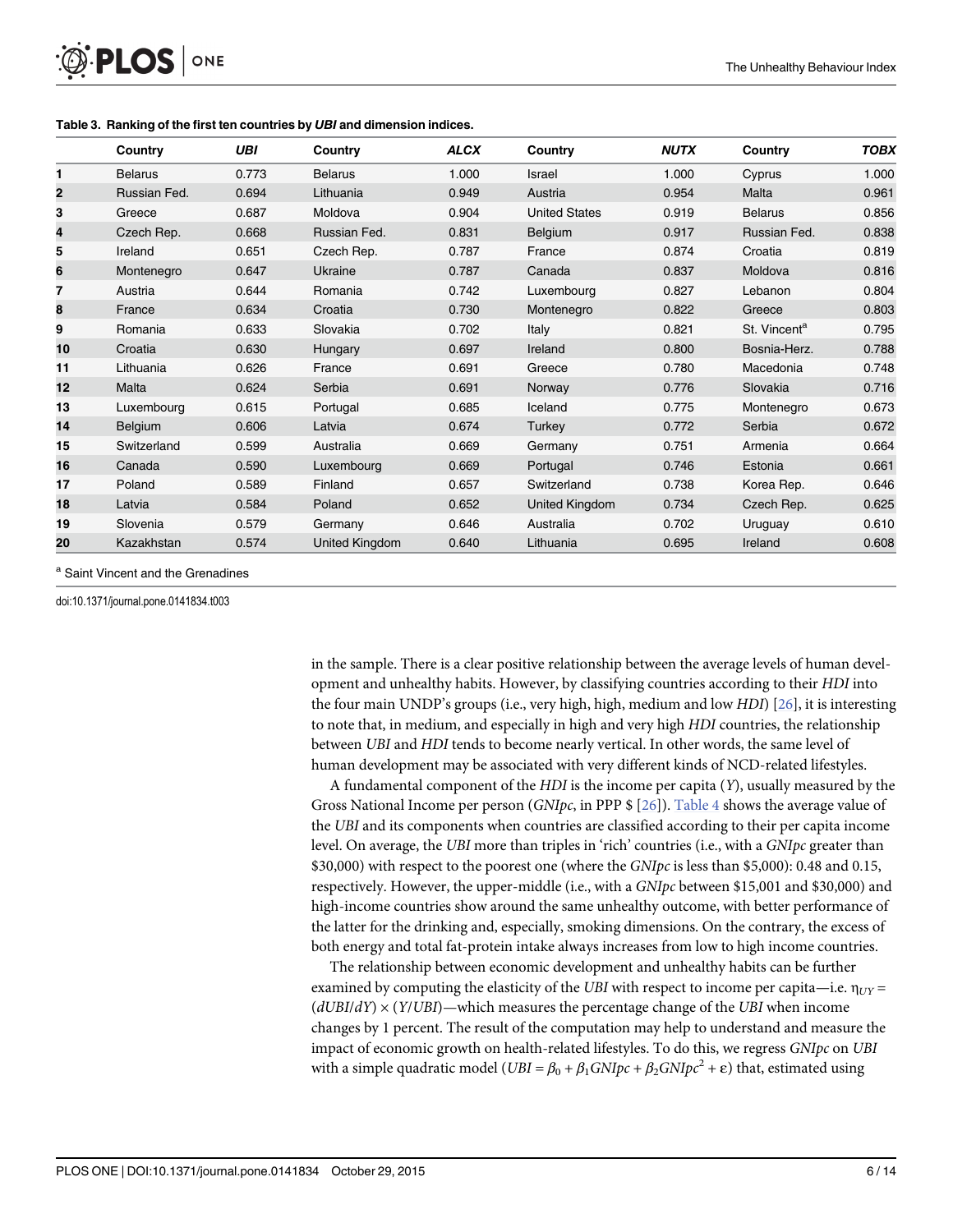**Table 3. Ranking of the first ten countries by *UBI* and dimension indices.**

| | Country | *UBI* | Country | *ALCX* | Country | *NUTX* | Country | *TOBX* |
|---|---|---|---|---|---|---|---|---|
| 1 | Belarus | 0.773 | Belarus | 1.000 | Israel | 1.000 | Cyprus | 1.000 |
| 2 | Russian Fed. | 0.694 | Lithuania | 0.949 | Austria | 0.954 | Malta | 0.961 |
| 3 | Greece | 0.687 | Moldova | 0.904 | United States | 0.919 | Belarus | 0.856 |
| 4 | Czech Rep. | 0.668 | Russian Fed. | 0.831 | Belgium | 0.917 | Russian Fed. | 0.838 |
| 5 | Ireland | 0.651 | Czech Rep. | 0.787 | France | 0.874 | Croatia | 0.819 |
| 6 | Montenegro | 0.647 | Ukraine | 0.787 | Canada | 0.837 | Moldova | 0.816 |
| 7 | Austria | 0.644 | Romania | 0.742 | Luxembourg | 0.827 | Lebanon | 0.804 |
| 8 | France | 0.634 | Croatia | 0.730 | Montenegro | 0.822 | Greece | 0.803 |
| 9 | Romania | 0.633 | Slovakia | 0.702 | Italy | 0.821 | St. Vincent[a] | 0.795 |
| 10 | Croatia | 0.630 | Hungary | 0.697 | Ireland | 0.800 | Bosnia-Herz. | 0.788 |
| 11 | Lithuania | 0.626 | France | 0.691 | Greece | 0.780 | Macedonia | 0.748 |
| 12 | Malta | 0.624 | Serbia | 0.691 | Norway | 0.776 | Slovakia | 0.716 |
| 13 | Luxembourg | 0.615 | Portugal | 0.685 | Iceland | 0.775 | Montenegro | 0.673 |
| 14 | Belgium | 0.606 | Latvia | 0.674 | Turkey | 0.772 | Serbia | 0.672 |
| 15 | Switzerland | 0.599 | Australia | 0.669 | Germany | 0.751 | Armenia | 0.664 |
| 16 | Canada | 0.590 | Luxembourg | 0.669 | Portugal | 0.746 | Estonia | 0.661 |
| 17 | Poland | 0.589 | Finland | 0.657 | Switzerland | 0.738 | Korea Rep. | 0.646 |
| 18 | Latvia | 0.584 | Poland | 0.652 | United Kingdom | 0.734 | Czech Rep. | 0.625 |
| 19 | Slovenia | 0.579 | Germany | 0.646 | Australia | 0.702 | Uruguay | 0.610 |
| 20 | Kazakhstan | 0.574 | United Kingdom | 0.640 | Lithuania | 0.695 | Ireland | 0.608 |

[a] Saint Vincent and the Grenadines

doi:10.1371/journal.pone.0141834.t003

in the sample. There is a clear positive relationship between the average levels of human development and unhealthy habits. However, by classifying countries according to their *HDI* into the four main UNDP's groups (i.e., very high, high, medium and low *HDI*) [26], it is interesting to note that, in medium, and especially in high and very high *HDI* countries, the relationship between *UBI* and *HDI* tends to become nearly vertical. In other words, the same level of human development may be associated with very different kinds of NCD-related lifestyles.

A fundamental component of the *HDI* is the income per capita (*Y*), usually measured by the Gross National Income per person (*GNIpc*, in PPP $ [26]). Table 4 shows the average value of the *UBI* and its components when countries are classified according to their per capita income level. On average, the *UBI* more than triples in 'rich' countries (i.e., with a *GNIpc* greater than $30,000) with respect to the poorest one (where the *GNIpc* is less than $5,000): 0.48 and 0.15, respectively. However, the upper-middle (i.e., with a *GNIpc* between $15,001 and $30,000) and high-income countries show around the same unhealthy outcome, with better performance of the latter for the drinking and, especially, smoking dimensions. On the contrary, the excess of both energy and total fat-protein intake always increases from low to high income countries.

The relationship between economic development and unhealthy habits can be further examined by computing the elasticity of the *UBI* with respect to income per capita—i.e. $\eta_{UY} = (dUBI/dY) \times (Y/UBI)$—which measures the percentage change of the *UBI* when income changes by 1 percent. The result of the computation may help to understand and measure the impact of economic growth on health-related lifestyles. To do this, we regress *GNIpc* on *UBI* with a simple quadratic model ($UBI = \beta_0 + \beta_1 GNIpc + \beta_2 GNIpc^2 + \varepsilon$) that, estimated using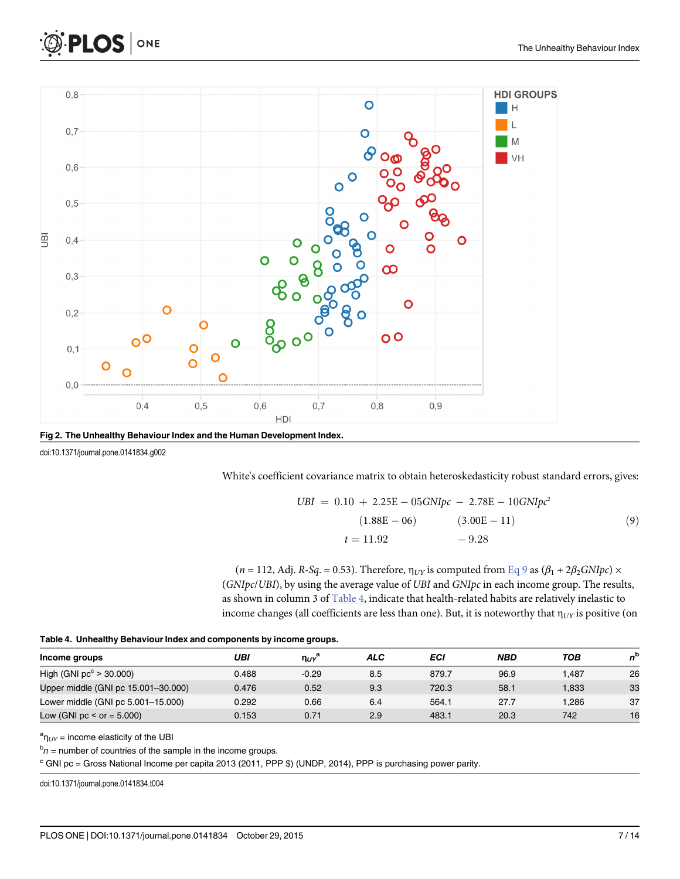**Fig 2. The Unhealthy Behaviour Index and the Human Development Index.**

doi:10.1371/journal.pone.0141834.g002

White's coefficient covariance matrix to obtain heteroskedasticity robust standard errors, gives:

$$
\begin{aligned}
UBI \;=\; 0.10 \;+\; & 2.25\text{E}-05GNIpc \;-\; 2.78\text{E}-10GNIpc^2 \\
& (1.88\text{E}-06) \qquad\quad (3.00\text{E}-11) \\
t = \;& 11.92 \qquad\qquad\quad -9.28
\end{aligned}
\tag{9}
$$

($n$ = 112, Adj. $R$-$Sq.$ = 0.53). Therefore, $\eta_{UY}$ is computed from Eq 9 as $(\beta_1 + 2\beta_2 GNIpc) \times (GNIpc/UBI)$, by using the average value of $UBI$ and $GNIpc$ in each income group. The results, as shown in column 3 of Table 4, indicate that health-related habits are relatively inelastic to income changes (all coefficients are less than one). But, it is noteworthy that $\eta_{UY}$ is positive (on

**Table 4. Unhealthy Behaviour Index and components by income groups.**

| Income groups | *UBI* | $\eta_{UY}$[a] | *ALC* | *ECI* | *NBD* | *TOB* | *n*[b] |
|---|---|---|---|---|---|---|---|
| High (GNI pc[c] > 30.000) | 0.488 | -0.29 | 8.5 | 879.7 | 96.9 | 1,487 | 26 |
| Upper middle (GNI pc 15.001–30.000) | 0.476 | 0.52 | 9.3 | 720.3 | 58.1 | 1,833 | 33 |
| Lower middle (GNI pc 5.001–15.000) | 0.292 | 0.66 | 6.4 | 564.1 | 27.7 | 1,286 | 37 |
| Low (GNI pc < or = 5.000) | 0.153 | 0.71 | 2.9 | 483.1 | 20.3 | 742 | 16 |

[a] $\eta_{UY}$ = income elasticity of the UBI

[b] $n$ = number of countries of the sample in the income groups.

[c] GNI pc = Gross National Income per capita 2013 (2011, PPP $) (UNDP, 2014), PPP is purchasing power parity.

doi:10.1371/journal.pone.0141834.t004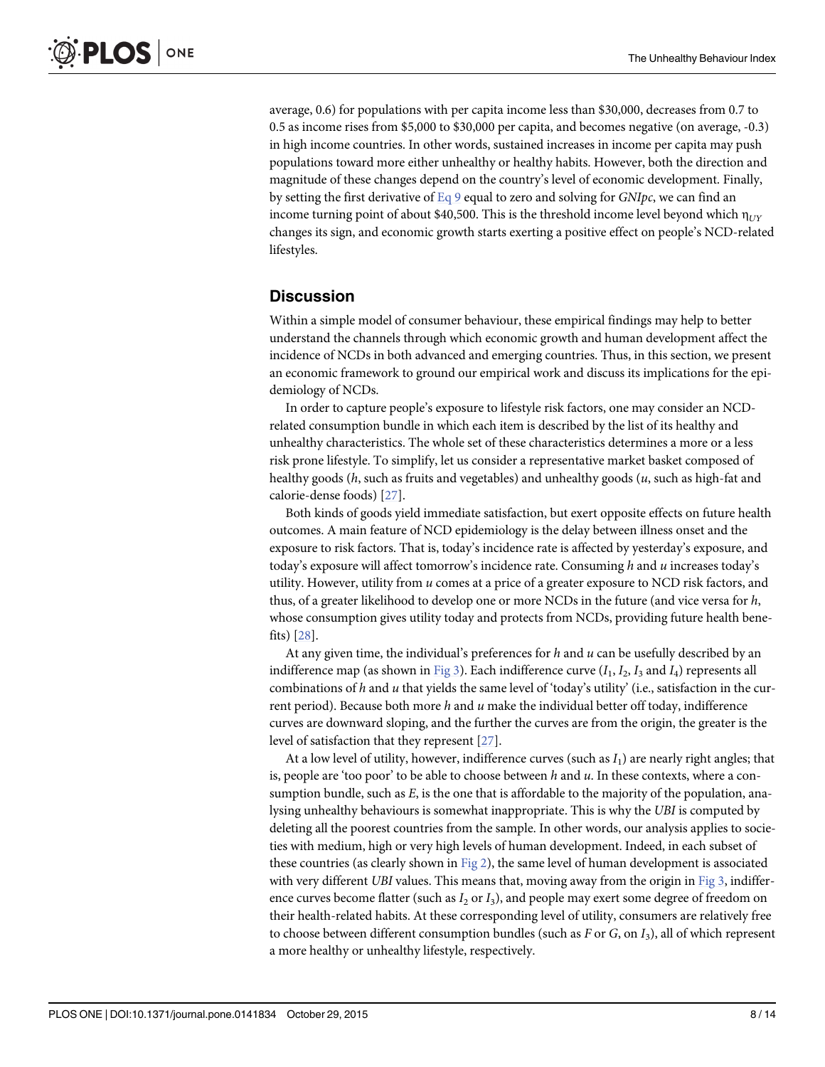average, 0.6) for populations with per capita income less than \$30,000, decreases from 0.7 to 0.5 as income rises from \$5,000 to \$30,000 per capita, and becomes negative (on average, -0.3) in high income countries. In other words, sustained increases in income per capita may push populations toward more either unhealthy or healthy habits. However, both the direction and magnitude of these changes depend on the country's level of economic development. Finally, by setting the first derivative of Eq 9 equal to zero and solving for *GNIpc*, we can find an income turning point of about \$40,500. This is the threshold income level beyond which $\eta_{UY}$ changes its sign, and economic growth starts exerting a positive effect on people's NCD-related lifestyles.

## Discussion

Within a simple model of consumer behaviour, these empirical findings may help to better understand the channels through which economic growth and human development affect the incidence of NCDs in both advanced and emerging countries. Thus, in this section, we present an economic framework to ground our empirical work and discuss its implications for the epidemiology of NCDs.

In order to capture people's exposure to lifestyle risk factors, one may consider an NCD-related consumption bundle in which each item is described by the list of its healthy and unhealthy characteristics. The whole set of these characteristics determines a more or a less risk prone lifestyle. To simplify, let us consider a representative market basket composed of healthy goods ($h$, such as fruits and vegetables) and unhealthy goods ($u$, such as high-fat and calorie-dense foods) [27].

Both kinds of goods yield immediate satisfaction, but exert opposite effects on future health outcomes. A main feature of NCD epidemiology is the delay between illness onset and the exposure to risk factors. That is, today's incidence rate is affected by yesterday's exposure, and today's exposure will affect tomorrow's incidence rate. Consuming $h$ and $u$ increases today's utility. However, utility from $u$ comes at a price of a greater exposure to NCD risk factors, and thus, of a greater likelihood to develop one or more NCDs in the future (and vice versa for $h$, whose consumption gives utility today and protects from NCDs, providing future health benefits) [28].

At any given time, the individual's preferences for $h$ and $u$ can be usefully described by an indifference map (as shown in Fig 3). Each indifference curve ($I_1$, $I_2$, $I_3$ and $I_4$) represents all combinations of $h$ and $u$ that yields the same level of 'today's utility' (i.e., satisfaction in the current period). Because both more $h$ and $u$ make the individual better off today, indifference curves are downward sloping, and the further the curves are from the origin, the greater is the level of satisfaction that they represent [27].

At a low level of utility, however, indifference curves (such as $I_1$) are nearly right angles; that is, people are 'too poor' to be able to choose between $h$ and $u$. In these contexts, where a consumption bundle, such as $E$, is the one that is affordable to the majority of the population, analysing unhealthy behaviours is somewhat inappropriate. This is why the *UBI* is computed by deleting all the poorest countries from the sample. In other words, our analysis applies to societies with medium, high or very high levels of human development. Indeed, in each subset of these countries (as clearly shown in Fig 2), the same level of human development is associated with very different *UBI* values. This means that, moving away from the origin in Fig 3, indifference curves become flatter (such as $I_2$ or $I_3$), and people may exert some degree of freedom on their health-related habits. At these corresponding level of utility, consumers are relatively free to choose between different consumption bundles (such as $F$ or $G$, on $I_3$), all of which represent a more healthy or unhealthy lifestyle, respectively.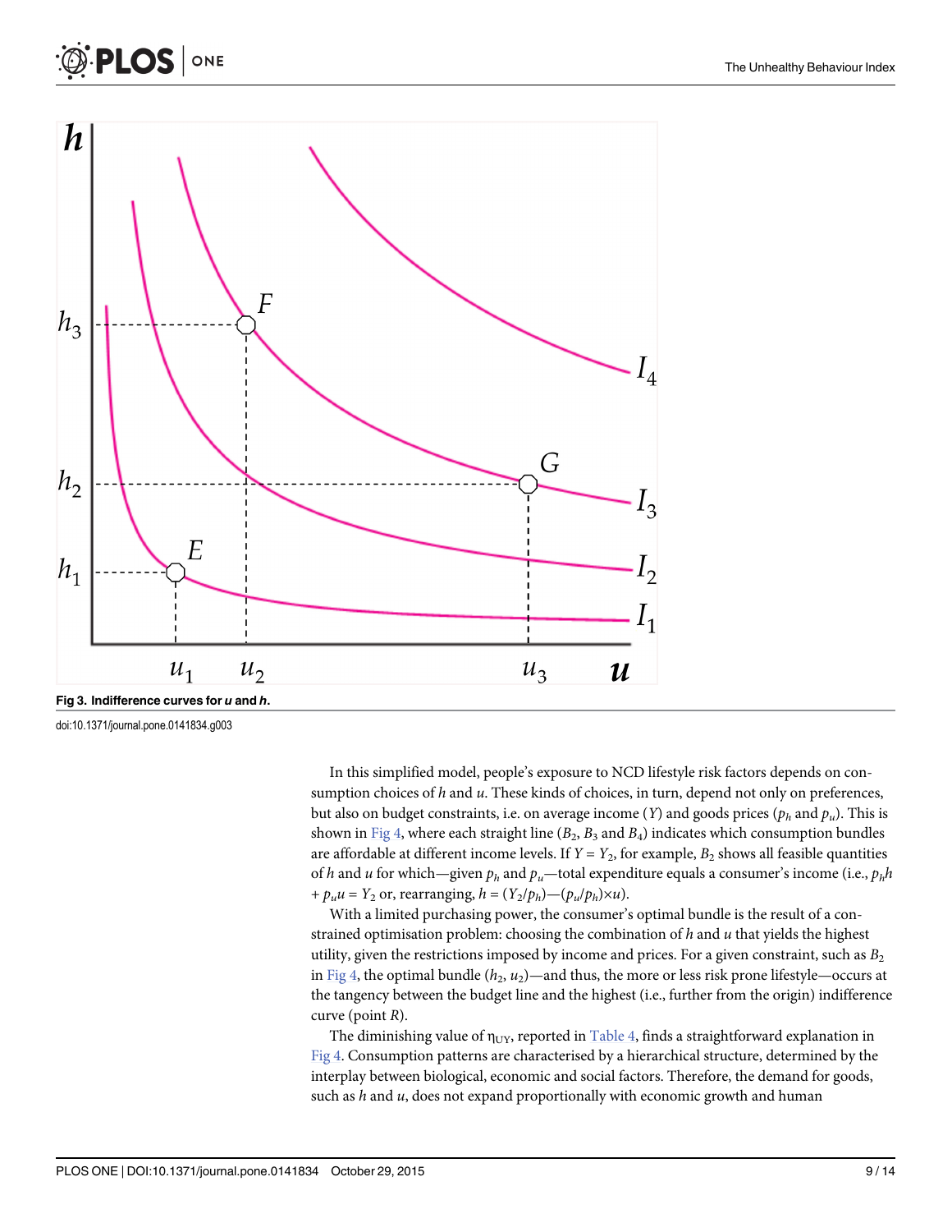Fig 3. Indifference curves for *u* and *h*.

doi:10.1371/journal.pone.0141834.g003

In this simplified model, people's exposure to NCD lifestyle risk factors depends on consumption choices of $h$ and $u$. These kinds of choices, in turn, depend not only on preferences, but also on budget constraints, i.e. on average income ($Y$) and goods prices ($p_h$ and $p_u$). This is shown in Fig 4, where each straight line ($B_2$, $B_3$ and $B_4$) indicates which consumption bundles are affordable at different income levels. If $Y = Y_2$, for example, $B_2$ shows all feasible quantities of $h$ and $u$ for which—given $p_h$ and $p_u$—total expenditure equals a consumer's income (i.e., $p_h h + p_u u = Y_2$ or, rearranging, $h = (Y_2/p_h)—(p_u/p_h)\times u$).

With a limited purchasing power, the consumer's optimal bundle is the result of a constrained optimisation problem: choosing the combination of $h$ and $u$ that yields the highest utility, given the restrictions imposed by income and prices. For a given constraint, such as $B_2$ in Fig 4, the optimal bundle ($h_2$, $u_2$)—and thus, the more or less risk prone lifestyle—occurs at the tangency between the budget line and the highest (i.e., further from the origin) indifference curve (point $R$).

The diminishing value of $\eta_{UY}$, reported in Table 4, finds a straightforward explanation in Fig 4. Consumption patterns are characterised by a hierarchical structure, determined by the interplay between biological, economic and social factors. Therefore, the demand for goods, such as $h$ and $u$, does not expand proportionally with economic growth and human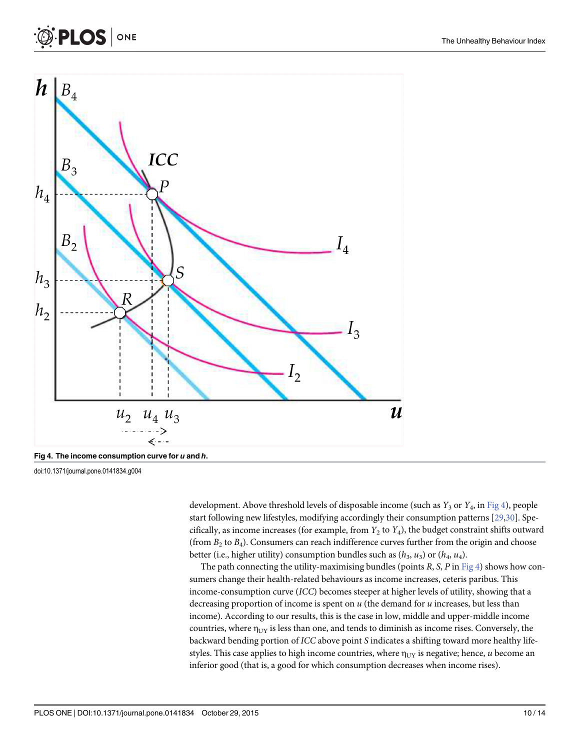**Fig 4. The income consumption curve for *u* and *h*.**

doi:10.1371/journal.pone.0141834.g004

development. Above threshold levels of disposable income (such as $Y_3$ or $Y_4$, in Fig 4), people start following new lifestyles, modifying accordingly their consumption patterns [29,30]. Specifically, as income increases (for example, from $Y_2$ to $Y_4$), the budget constraint shifts outward (from $B_2$ to $B_4$). Consumers can reach indifference curves further from the origin and choose better (i.e., higher utility) consumption bundles such as ($h_3$, $u_3$) or ($h_4$, $u_4$).

The path connecting the utility-maximising bundles (points *R*, *S*, *P* in Fig 4) shows how consumers change their health-related behaviours as income increases, ceteris paribus. This income-consumption curve (*ICC*) becomes steeper at higher levels of utility, showing that a decreasing proportion of income is spent on *u* (the demand for *u* increases, but less than income). According to our results, this is the case in low, middle and upper-middle income countries, where $\eta_{UY}$ is less than one, and tends to diminish as income rises. Conversely, the backward bending portion of *ICC* above point *S* indicates a shifting toward more healthy lifestyles. This case applies to high income countries, where $\eta_{UY}$ is negative; hence, *u* become an inferior good (that is, a good for which consumption decreases when income rises).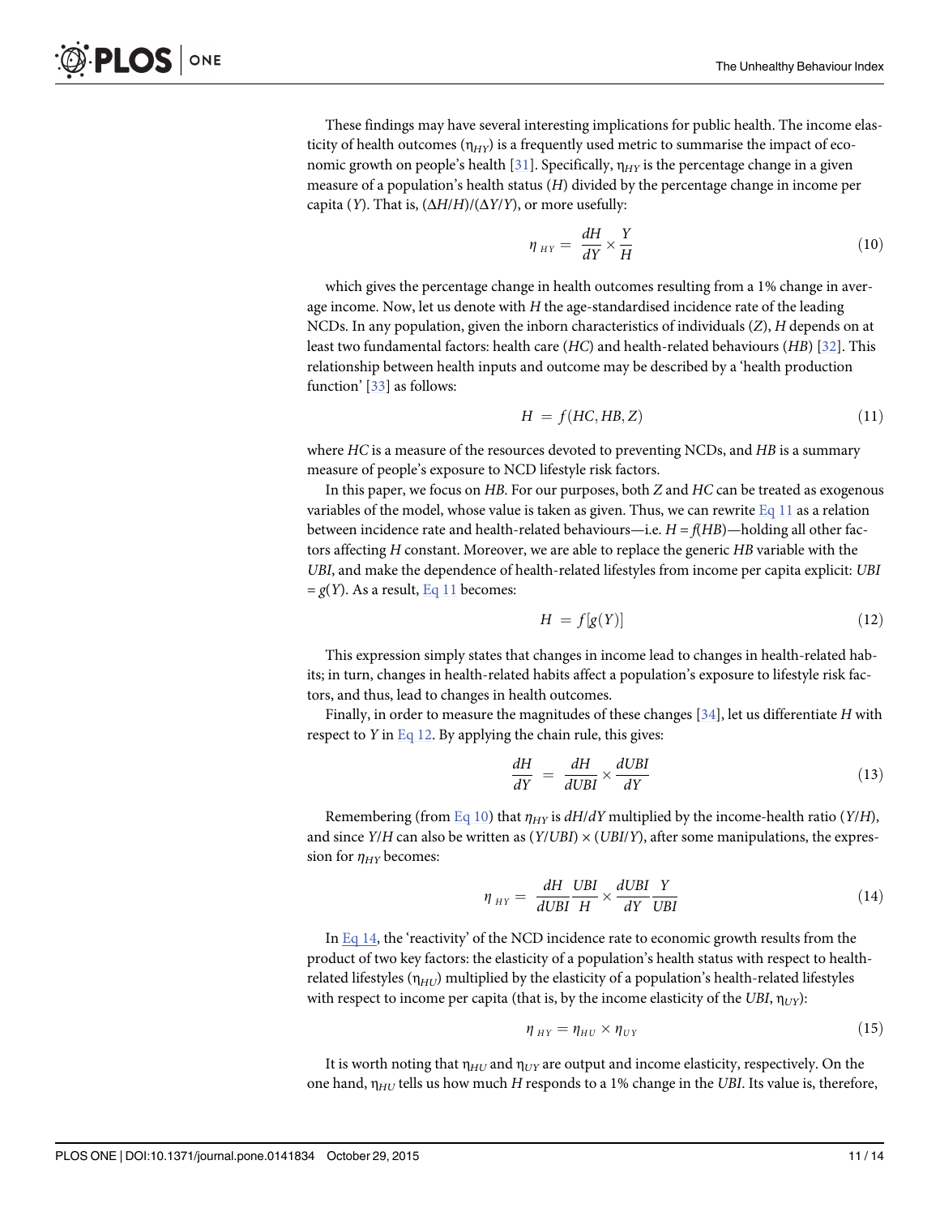These findings may have several interesting implications for public health. The income elasticity of health outcomes ($\eta_{HY}$) is a frequently used metric to summarise the impact of economic growth on people's health [31]. Specifically, $\eta_{HY}$ is the percentage change in a given measure of a population's health status ($H$) divided by the percentage change in income per capita ($Y$). That is, $(\Delta H/H)/(\Delta Y/Y)$, or more usefully:

$$\eta_{HY} = \frac{dH}{dY} \times \frac{Y}{H} \tag{10}$$

which gives the percentage change in health outcomes resulting from a 1% change in average income. Now, let us denote with $H$ the age-standardised incidence rate of the leading NCDs. In any population, given the inborn characteristics of individuals ($Z$), $H$ depends on at least two fundamental factors: health care ($HC$) and health-related behaviours ($HB$) [32]. This relationship between health inputs and outcome may be described by a 'health production function' [33] as follows:

$$H = f(HC, HB, Z) \tag{11}$$

where $HC$ is a measure of the resources devoted to preventing NCDs, and $HB$ is a summary measure of people's exposure to NCD lifestyle risk factors.

In this paper, we focus on $HB$. For our purposes, both $Z$ and $HC$ can be treated as exogenous variables of the model, whose value is taken as given. Thus, we can rewrite Eq 11 as a relation between incidence rate and health-related behaviours—i.e. $H = f(HB)$—holding all other factors affecting $H$ constant. Moreover, we are able to replace the generic $HB$ variable with the $UBI$, and make the dependence of health-related lifestyles from income per capita explicit: $UBI = g(Y)$. As a result, Eq 11 becomes:

$$H = f[g(Y)] \tag{12}$$

This expression simply states that changes in income lead to changes in health-related habits; in turn, changes in health-related habits affect a population's exposure to lifestyle risk factors, and thus, lead to changes in health outcomes.

Finally, in order to measure the magnitudes of these changes [34], let us differentiate $H$ with respect to $Y$ in Eq 12. By applying the chain rule, this gives:

$$\frac{dH}{dY} = \frac{dH}{dUBI} \times \frac{dUBI}{dY} \tag{13}$$

Remembering (from Eq 10) that $\eta_{HY}$ is $dH/dY$ multiplied by the income-health ratio ($Y/H$), and since $Y/H$ can also be written as $(Y/UBI) \times (UBI/Y)$, after some manipulations, the expression for $\eta_{HY}$ becomes:

$$\eta_{HY} = \frac{dH}{dUBI}\frac{UBI}{H} \times \frac{dUBI}{dY}\frac{Y}{UBI} \tag{14}$$

In Eq 14, the 'reactivity' of the NCD incidence rate to economic growth results from the product of two key factors: the elasticity of a population's health status with respect to health-related lifestyles ($\eta_{HU}$) multiplied by the elasticity of a population's health-related lifestyles with respect to income per capita (that is, by the income elasticity of the $UBI$, $\eta_{UY}$):

$$\eta_{HY} = \eta_{HU} \times \eta_{UY} \tag{15}$$

It is worth noting that $\eta_{HU}$ and $\eta_{UY}$ are output and income elasticity, respectively. On the one hand, $\eta_{HU}$ tells us how much $H$ responds to a 1% change in the $UBI$. Its value is, therefore,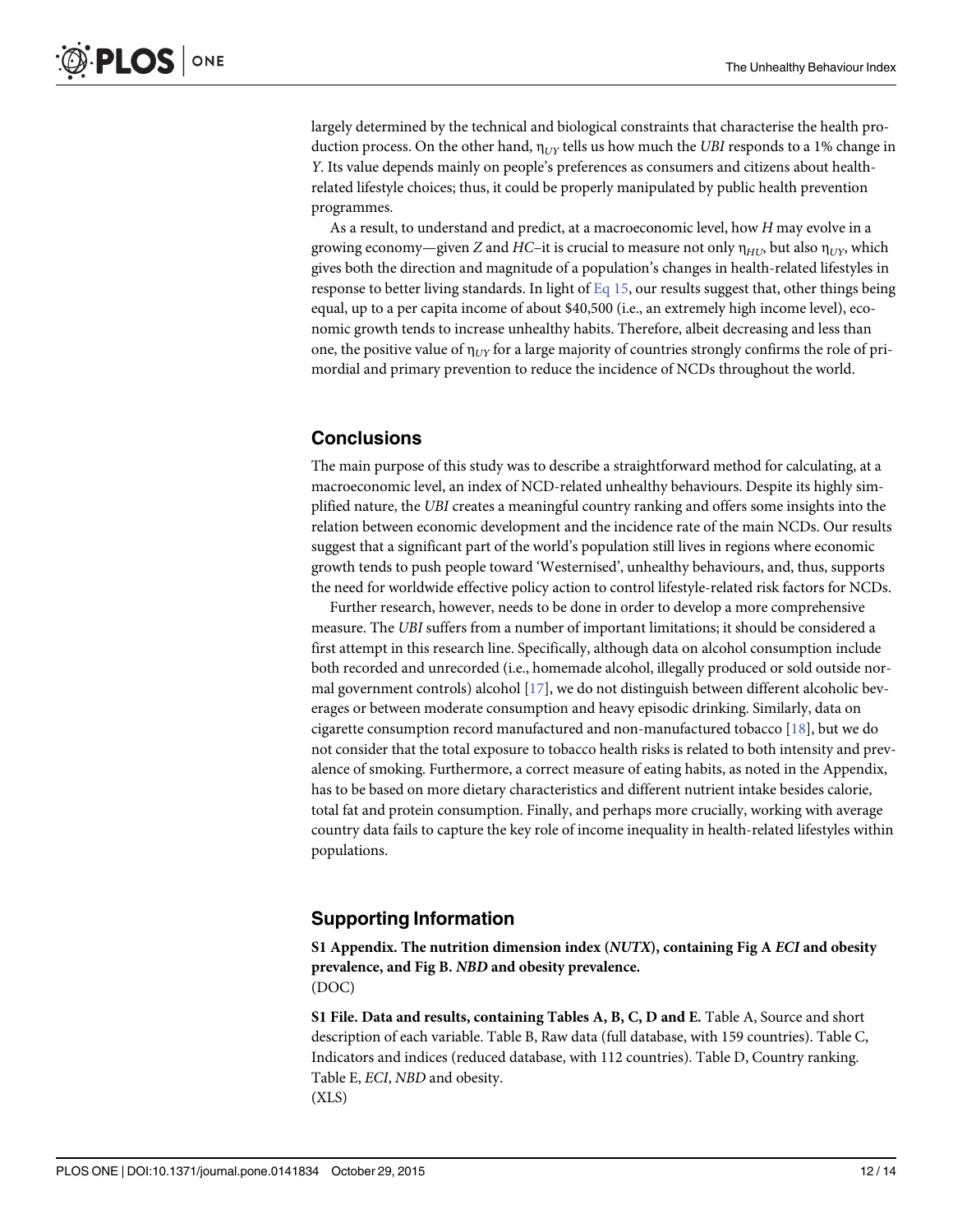largely determined by the technical and biological constraints that characterise the health production process. On the other hand, $\eta_{UY}$ tells us how much the *UBI* responds to a 1% change in *Y*. Its value depends mainly on people's preferences as consumers and citizens about health-related lifestyle choices; thus, it could be properly manipulated by public health prevention programmes.

As a result, to understand and predict, at a macroeconomic level, how *H* may evolve in a growing economy—given *Z* and *HC*–it is crucial to measure not only $\eta_{HU}$, but also $\eta_{UY}$, which gives both the direction and magnitude of a population's changes in health-related lifestyles in response to better living standards. In light of Eq 15, our results suggest that, other things being equal, up to a per capita income of about $40,500 (i.e., an extremely high income level), economic growth tends to increase unhealthy habits. Therefore, albeit decreasing and less than one, the positive value of $\eta_{UY}$ for a large majority of countries strongly confirms the role of primordial and primary prevention to reduce the incidence of NCDs throughout the world.

## Conclusions

The main purpose of this study was to describe a straightforward method for calculating, at a macroeconomic level, an index of NCD-related unhealthy behaviours. Despite its highly simplified nature, the *UBI* creates a meaningful country ranking and offers some insights into the relation between economic development and the incidence rate of the main NCDs. Our results suggest that a significant part of the world's population still lives in regions where economic growth tends to push people toward 'Westernised', unhealthy behaviours, and, thus, supports the need for worldwide effective policy action to control lifestyle-related risk factors for NCDs.

Further research, however, needs to be done in order to develop a more comprehensive measure. The *UBI* suffers from a number of important limitations; it should be considered a first attempt in this research line. Specifically, although data on alcohol consumption include both recorded and unrecorded (i.e., homemade alcohol, illegally produced or sold outside normal government controls) alcohol [17], we do not distinguish between different alcoholic beverages or between moderate consumption and heavy episodic drinking. Similarly, data on cigarette consumption record manufactured and non-manufactured tobacco [18], but we do not consider that the total exposure to tobacco health risks is related to both intensity and prevalence of smoking. Furthermore, a correct measure of eating habits, as noted in the Appendix, has to be based on more dietary characteristics and different nutrient intake besides calorie, total fat and protein consumption. Finally, and perhaps more crucially, working with average country data fails to capture the key role of income inequality in health-related lifestyles within populations.

## Supporting Information

**S1 Appendix. The nutrition dimension index (*NUTX*), containing Fig A *ECI* and obesity prevalence, and Fig B. *NBD* and obesity prevalence.**
(DOC)

**S1 File. Data and results, containing Tables A, B, C, D and E.** Table A, Source and short description of each variable. Table B, Raw data (full database, with 159 countries). Table C, Indicators and indices (reduced database, with 112 countries). Table D, Country ranking. Table E, *ECI*, *NBD* and obesity.
(XLS)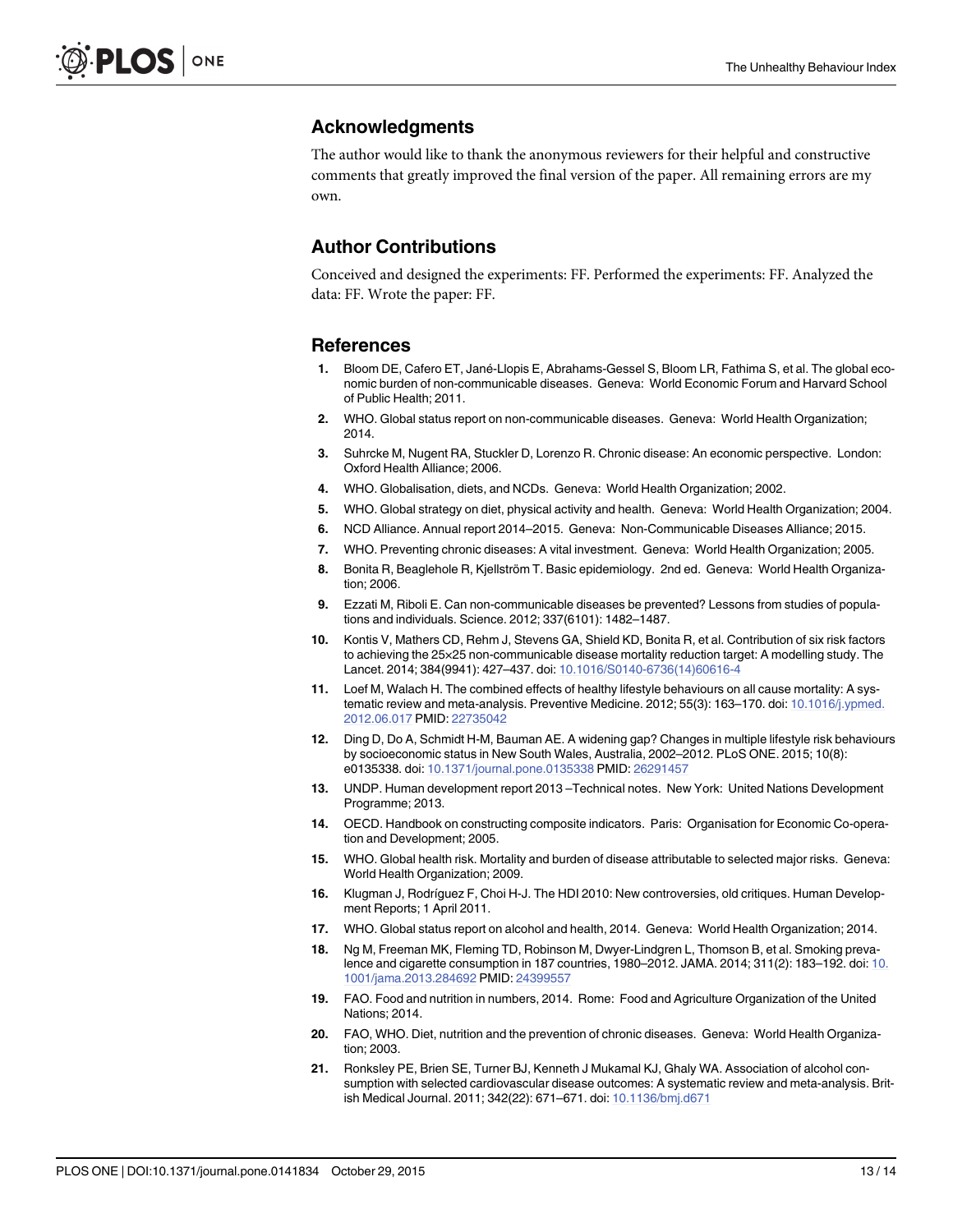## Acknowledgments

The author would like to thank the anonymous reviewers for their helpful and constructive comments that greatly improved the final version of the paper. All remaining errors are my own.

## Author Contributions

Conceived and designed the experiments: FF. Performed the experiments: FF. Analyzed the data: FF. Wrote the paper: FF.

## References

1. Bloom DE, Cafero ET, Jané-Llopis E, Abrahams-Gessel S, Bloom LR, Fathima S, et al. The global economic burden of non-communicable diseases. Geneva: World Economic Forum and Harvard School of Public Health; 2011.
2. WHO. Global status report on non-communicable diseases. Geneva: World Health Organization; 2014.
3. Suhrcke M, Nugent RA, Stuckler D, Lorenzo R. Chronic disease: An economic perspective. London: Oxford Health Alliance; 2006.
4. WHO. Globalisation, diets, and NCDs. Geneva: World Health Organization; 2002.
5. WHO. Global strategy on diet, physical activity and health. Geneva: World Health Organization; 2004.
6. NCD Alliance. Annual report 2014–2015. Geneva: Non-Communicable Diseases Alliance; 2015.
7. WHO. Preventing chronic diseases: A vital investment. Geneva: World Health Organization; 2005.
8. Bonita R, Beaglehole R, Kjellström T. Basic epidemiology. 2nd ed. Geneva: World Health Organization; 2006.
9. Ezzati M, Riboli E. Can non-communicable diseases be prevented? Lessons from studies of populations and individuals. Science. 2012; 337(6101): 1482–1487.
10. Kontis V, Mathers CD, Rehm J, Stevens GA, Shield KD, Bonita R, et al. Contribution of six risk factors to achieving the 25×25 non-communicable disease mortality reduction target: A modelling study. The Lancet. 2014; 384(9941): 427–437. doi: 10.1016/S0140-6736(14)60616-4
11. Loef M, Walach H. The combined effects of healthy lifestyle behaviours on all cause mortality: A systematic review and meta-analysis. Preventive Medicine. 2012; 55(3): 163–170. doi: 10.1016/j.ypmed.2012.06.017 PMID: 22735042
12. Ding D, Do A, Schmidt H-M, Bauman AE. A widening gap? Changes in multiple lifestyle risk behaviours by socioeconomic status in New South Wales, Australia, 2002–2012. PLoS ONE. 2015; 10(8): e0135338. doi: 10.1371/journal.pone.0135338 PMID: 26291457
13. UNDP. Human development report 2013 –Technical notes. New York: United Nations Development Programme; 2013.
14. OECD. Handbook on constructing composite indicators. Paris: Organisation for Economic Co-operation and Development; 2005.
15. WHO. Global health risk. Mortality and burden of disease attributable to selected major risks. Geneva: World Health Organization; 2009.
16. Klugman J, Rodríguez F, Choi H-J. The HDI 2010: New controversies, old critiques. Human Development Reports; 1 April 2011.
17. WHO. Global status report on alcohol and health, 2014. Geneva: World Health Organization; 2014.
18. Ng M, Freeman MK, Fleming TD, Robinson M, Dwyer-Lindgren L, Thomson B, et al. Smoking prevalence and cigarette consumption in 187 countries, 1980–2012. JAMA. 2014; 311(2): 183–192. doi: 10.1001/jama.2013.284692 PMID: 24399557
19. FAO. Food and nutrition in numbers, 2014. Rome: Food and Agriculture Organization of the United Nations; 2014.
20. FAO, WHO. Diet, nutrition and the prevention of chronic diseases. Geneva: World Health Organization; 2003.
21. Ronksley PE, Brien SE, Turner BJ, Kenneth J Mukamal KJ, Ghaly WA. Association of alcohol consumption with selected cardiovascular disease outcomes: A systematic review and meta-analysis. British Medical Journal. 2011; 342(22): 671–671. doi: 10.1136/bmj.d671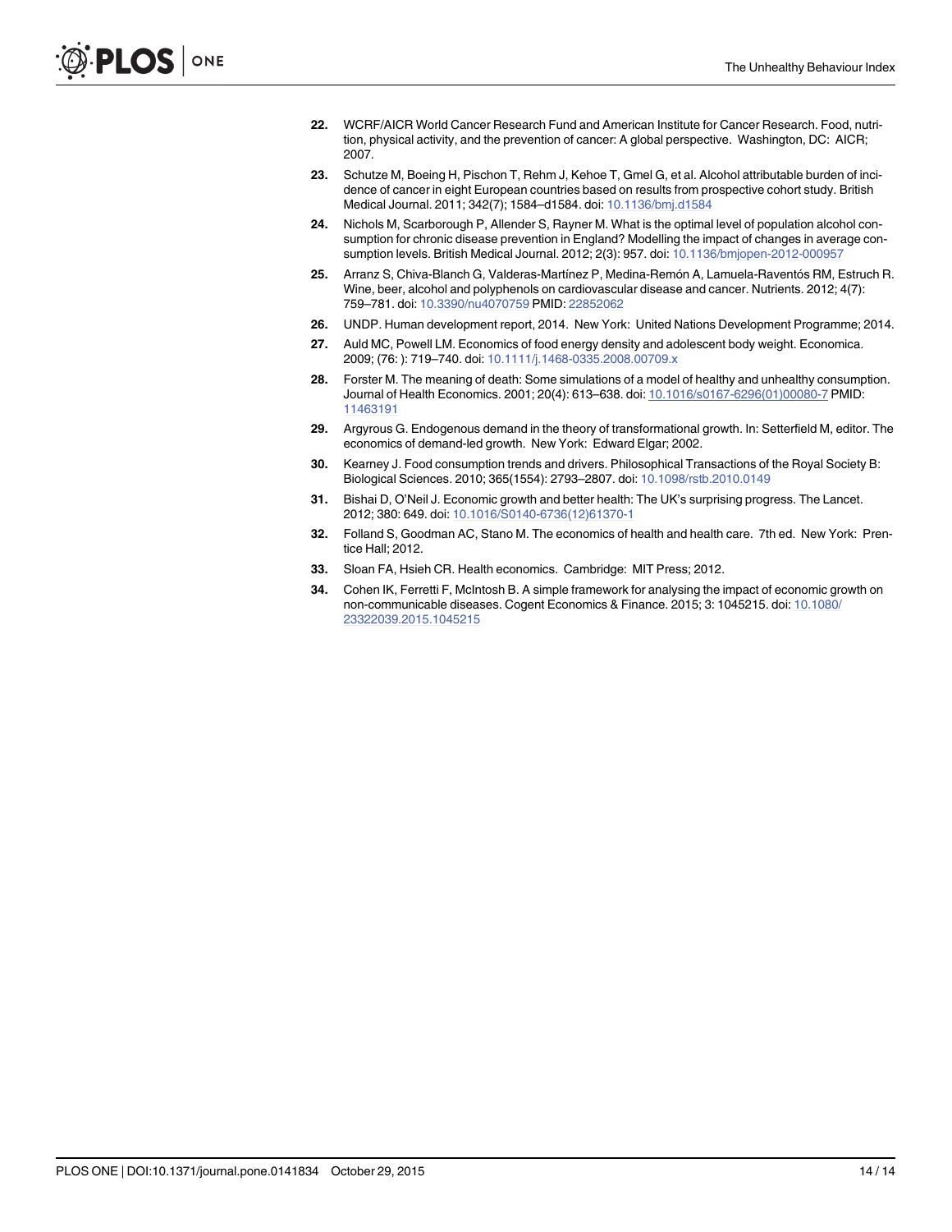22. WCRF/AICR World Cancer Research Fund and American Institute for Cancer Research. Food, nutrition, physical activity, and the prevention of cancer: A global perspective. Washington, DC: AICR; 2007.
23. Schutze M, Boeing H, Pischon T, Rehm J, Kehoe T, Gmel G, et al. Alcohol attributable burden of incidence of cancer in eight European countries based on results from prospective cohort study. British Medical Journal. 2011; 342(7); 1584–d1584. doi: 10.1136/bmj.d1584
24. Nichols M, Scarborough P, Allender S, Rayner M. What is the optimal level of population alcohol consumption for chronic disease prevention in England? Modelling the impact of changes in average consumption levels. British Medical Journal. 2012; 2(3): 957. doi: 10.1136/bmjopen-2012-000957
25. Arranz S, Chiva-Blanch G, Valderas-Martínez P, Medina-Remón A, Lamuela-Raventós RM, Estruch R. Wine, beer, alcohol and polyphenols on cardiovascular disease and cancer. Nutrients. 2012; 4(7): 759–781. doi: 10.3390/nu4070759 PMID: 22852062
26. UNDP. Human development report, 2014. New York: United Nations Development Programme; 2014.
27. Auld MC, Powell LM. Economics of food energy density and adolescent body weight. Economica. 2009; (76: ): 719–740. doi: 10.1111/j.1468-0335.2008.00709.x
28. Forster M. The meaning of death: Some simulations of a model of healthy and unhealthy consumption. Journal of Health Economics. 2001; 20(4): 613–638. doi: 10.1016/s0167-6296(01)00080-7 PMID: 11463191
29. Argyrous G. Endogenous demand in the theory of transformational growth. In: Setterfield M, editor. The economics of demand-led growth. New York: Edward Elgar; 2002.
30. Kearney J. Food consumption trends and drivers. Philosophical Transactions of the Royal Society B: Biological Sciences. 2010; 365(1554): 2793–2807. doi: 10.1098/rstb.2010.0149
31. Bishai D, O'Neil J. Economic growth and better health: The UK's surprising progress. The Lancet. 2012; 380: 649. doi: 10.1016/S0140-6736(12)61370-1
32. Folland S, Goodman AC, Stano M. The economics of health and health care. 7th ed. New York: Prentice Hall; 2012.
33. Sloan FA, Hsieh CR. Health economics. Cambridge: MIT Press; 2012.
34. Cohen IK, Ferretti F, McIntosh B. A simple framework for analysing the impact of economic growth on non-communicable diseases. Cogent Economics & Finance. 2015; 3: 1045215. doi: 10.1080/23322039.2015.1045215